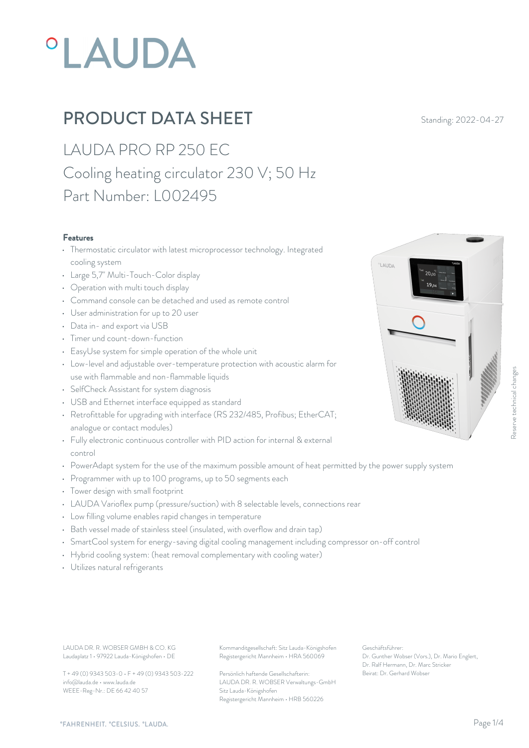# PRODUCT DATA SHEET

Standing: 2022-04-27

## LAUDA PRO RP 250 EC

## Cooling heating circulator 230 V; 50 Hz

## Part Number: L002495

### Features

- Thermostatic circulator with latest microprocessor technology. Integrated cooling system
- Large 5,7" Multi-Touch-Color display
- Operation with multi touch display
- Command console can be detached and used as remote control
- User administration for up to 20 user
- Data in- and export via USB
- Timer und count-down-function
- EasyUse system for simple operation of the whole unit
- Low-level and adjustable over-temperature protection with acoustic alarm for use with flammable and non-flammable liquids
- SelfCheck Assistant for system diagnosis
- USB and Ethernet interface equipped as standard
- Retrofittable for upgrading with interface (RS 232/485, Profibus; EtherCAT; analogue or contact modules)
- Fully electronic continuous controller with PID action for internal & external control
- PowerAdapt system for the use of the maximum possible amount of heat permitted by the power supply system
- Programmer with up to 100 programs, up to 50 segments each
- Tower design with small footprint
- LAUDA Varioflex pump (pressure/suction) with 8 selectable levels, connections rear
- Low filling volume enables rapid changes in temperature
- Bath vessel made of stainless steel (insulated, with overflow and drain tap)
- SmartCool system for energy-saving digital cooling management including compressor on-off control
- Hybrid cooling system: (heat removal complementary with cooling water)
- Utilizes natural refrigerants

Reserve technical changes

LAUDA DR. R. WOBSER GMBH & CO. KG
Laudaplatz 1 • 97922 Lauda-Königshofen • DE

T + 49 (0) 9343 503-0 • F + 49 (0) 9343 503-222
info@lauda.de • www.lauda.de
WEEE-Reg-Nr.: DE 66 42 40 57

Kommanditgesellschaft: Sitz Lauda-Königshofen
Registergericht Mannheim • HRA 560069

Persönlich haftende Gesellschafterin:
LAUDA DR. R. WOBSER Verwaltungs-GmbH
Sitz Lauda-Königshofen
Registergericht Mannheim • HRB 560226

Geschäftsführer:
Dr. Gunther Wobser (Vors.), Dr. Mario Englert, Dr. Ralf Hermann, Dr. Marc Stricker
Beirat: Dr. Gerhard Wobser

°FAHRENHEIT. °CELSIUS. °LAUDA.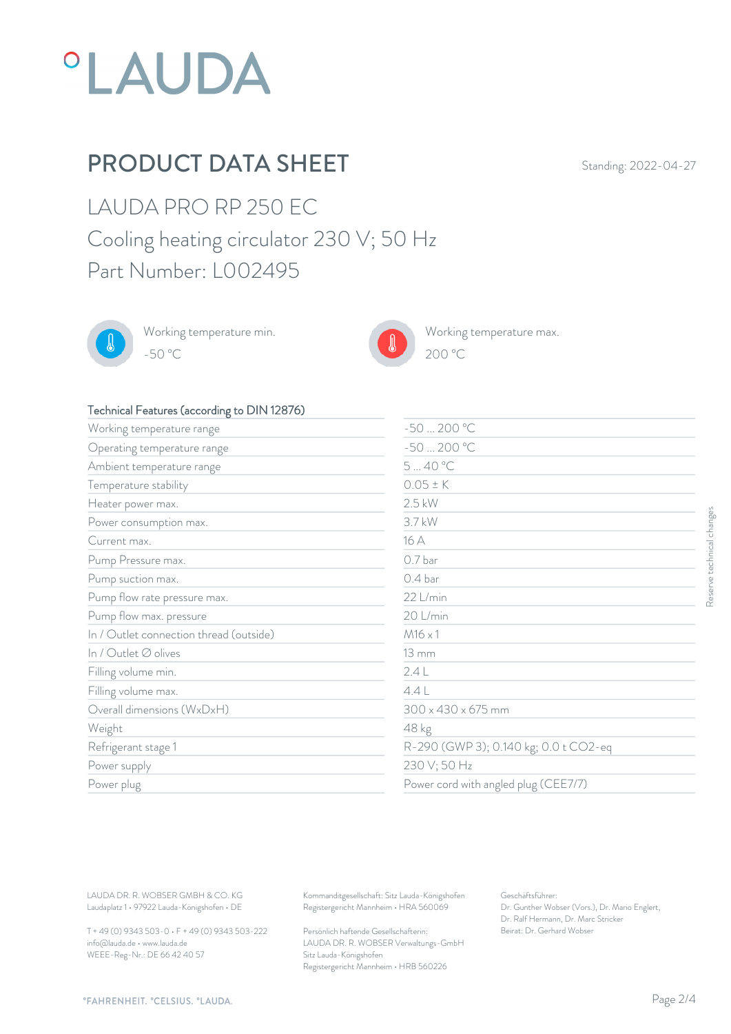# °LAUDA

## PRODUCT DATA SHEET

Standing: 2022-04-27

### LAUDA PRO RP 250 EC

### Cooling heating circulator 230 V; 50 Hz

### Part Number: L002495

Working temperature min.
-50 °C

Working temperature max.
200 °C

| Technical Features (according to DIN 12876) | |
| --- | --- |
| Working temperature range | -50 ... 200 °C |
| Operating temperature range | -50 ... 200 °C |
| Ambient temperature range | 5 ... 40 °C |
| Temperature stability | 0.05 ± K |
| Heater power max. | 2.5 kW |
| Power consumption max. | 3.7 kW |
| Current max. | 16 A |
| Pump Pressure max. | 0.7 bar |
| Pump suction max. | 0.4 bar |
| Pump flow rate pressure max. | 22 L/min |
| Pump flow max. pressure | 20 L/min |
| In / Outlet connection thread (outside) | M16 x 1 |
| In / Outlet ∅ olives | 13 mm |
| Filling volume min. | 2.4 L |
| Filling volume max. | 4.4 L |
| Overall dimensions (WxDxH) | 300 x 430 x 675 mm |
| Weight | 48 kg |
| Refrigerant stage 1 | R-290 (GWP 3); 0.140 kg; 0.0 t $CO_2$-eq |
| Power supply | 230 V; 50 Hz |
| Power plug | Power cord with angled plug (CEE7/7) |

Reserve technical changes

LAUDA DR. R. WOBSER GMBH & CO. KG
Laudaplatz 1 • 97922 Lauda-Königshofen • DE

T + 49 (0) 9343 503-0 • F + 49 (0) 9343 503-222
info@lauda.de • www.lauda.de
WEEE-Reg-Nr.: DE 66 42 40 57

Kommanditgesellschaft: Sitz Lauda-Königshofen
Registergericht Mannheim • HRA 560069

Persönlich haftende Gesellschafterin:
LAUDA DR. R. WOBSER Verwaltungs-GmbH
Sitz Lauda-Königshofen
Registergericht Mannheim • HRB 560226

Geschäftsführer:
Dr. Gunther Wobser (Vors.), Dr. Mario Englert,
Dr. Ralf Hermann, Dr. Marc Stricker
Beirat: Dr. Gerhard Wobser

°FAHRENHEIT. °CELSIUS. °LAUDA.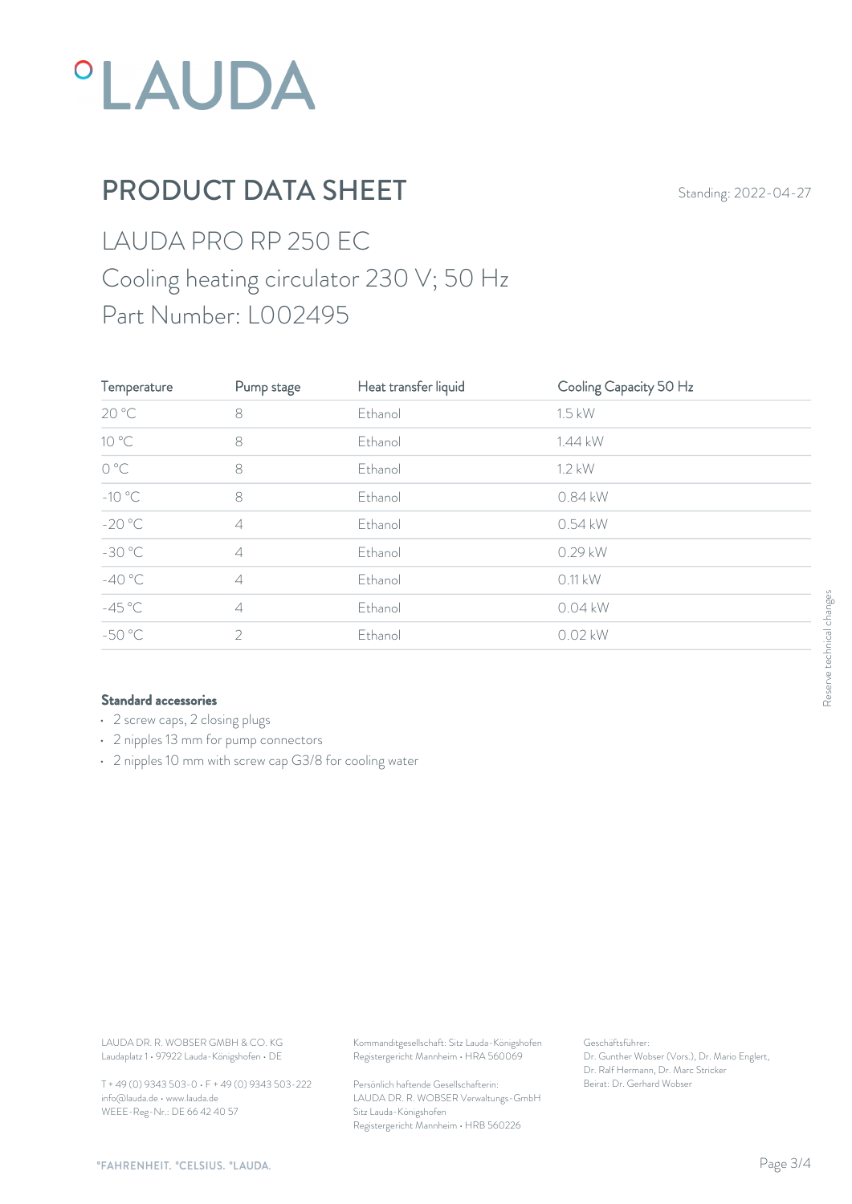# PRODUCT DATA SHEET

Standing: 2022-04-27

## LAUDA PRO RP 250 EC

Cooling heating circulator 230 V; 50 Hz

Part Number: L002495

| Temperature | Pump stage | Heat transfer liquid | Cooling Capacity 50 Hz |
|---|---|---|---|
| 20 °C | 8 | Ethanol | 1.5 kW |
| 10 °C | 8 | Ethanol | 1.44 kW |
| 0 °C | 8 | Ethanol | 1.2 kW |
| -10 °C | 8 | Ethanol | 0.84 kW |
| -20 °C | 4 | Ethanol | 0.54 kW |
| -30 °C | 4 | Ethanol | 0.29 kW |
| -40 °C | 4 | Ethanol | 0.11 kW |
| -45 °C | 4 | Ethanol | 0.04 kW |
| -50 °C | 2 | Ethanol | 0.02 kW |

**Standard accessories**

- 2 screw caps, 2 closing plugs
- 2 nipples 13 mm for pump connectors
- 2 nipples 10 mm with screw cap G3/8 for cooling water

Reserve technical changes

LAUDA DR. R. WOBSER GMBH & CO. KG
Laudaplatz 1 • 97922 Lauda-Königshofen • DE

T + 49 (0) 9343 503-0 • F + 49 (0) 9343 503-222
info@lauda.de • www.lauda.de
WEEE-Reg-Nr.: DE 66 42 40 57

Kommanditgesellschaft: Sitz Lauda-Königshofen
Registergericht Mannheim • HRA 560069

Persönlich haftende Gesellschafterin:
LAUDA DR. R. WOBSER Verwaltungs-GmbH
Sitz Lauda-Königshofen
Registergericht Mannheim • HRB 560226

Geschäftsführer:
Dr. Gunther Wobser (Vors.), Dr. Mario Englert,
Dr. Ralf Hermann, Dr. Marc Stricker
Beirat: Dr. Gerhard Wobser

°FAHRENHEIT. °CELSIUS. °LAUDA.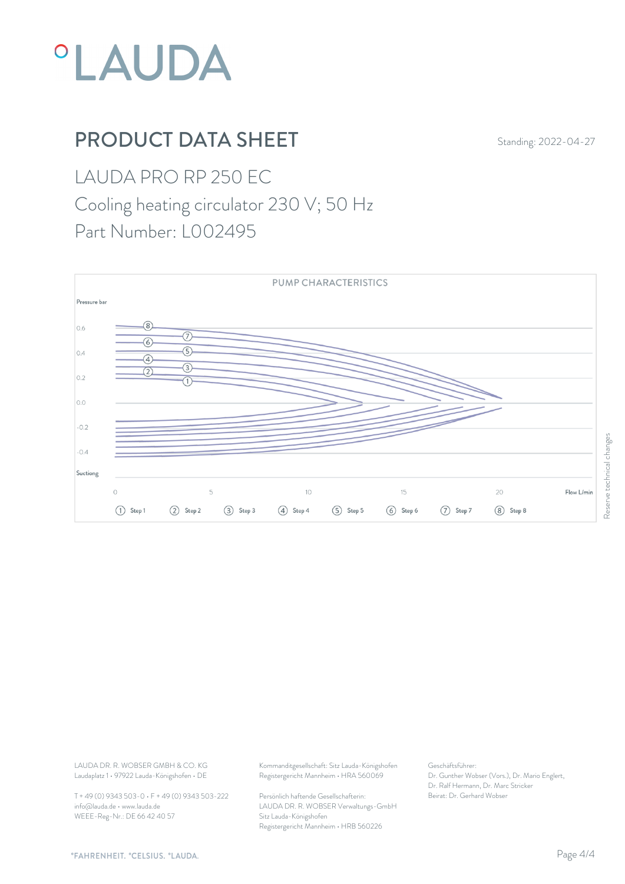# LAUDA

## PRODUCT DATA SHEET

Standing: 2022-04-27

LAUDA PRO RP 250 EC

Cooling heating circulator 230 V; 50 Hz

Part Number: L002495

PUMP CHARACTERISTICS

Pressure bar

0.6

0.4

0.2

0.0

-0.2

-0.4

Suctiong

0

5

10

15

20

Flow L/min

① Step 1 ② Step 2 ③ Step 3 ④ Step 4 ⑤ Step 5 ⑥ Step 6 ⑦ Step 7 ⑧ Step 8

Reserve technical changes

LAUDA DR. R. WOBSER GMBH & CO. KG
Laudaplatz 1 • 97922 Lauda-Königshofen • DE

T + 49 (0) 9343 503-0 • F + 49 (0) 9343 503-222
info@lauda.de • www.lauda.de
WEEE-Reg-Nr.: DE 66 42 40 57

Kommanditgesellschaft: Sitz Lauda-Königshofen
Registergericht Mannheim • HRA 560069

Persönlich haftende Gesellschafterin:
LAUDA DR. R. WOBSER Verwaltungs-GmbH
Sitz Lauda-Königshofen
Registergericht Mannheim • HRB 560226

Geschäftsführer:
Dr. Gunther Wobser (Vors.), Dr. Mario Englert,
Dr. Ralf Hermann, Dr. Marc Stricker
Beirat: Dr. Gerhard Wobser

°FAHRENHEIT. °CELSIUS. °LAUDA.